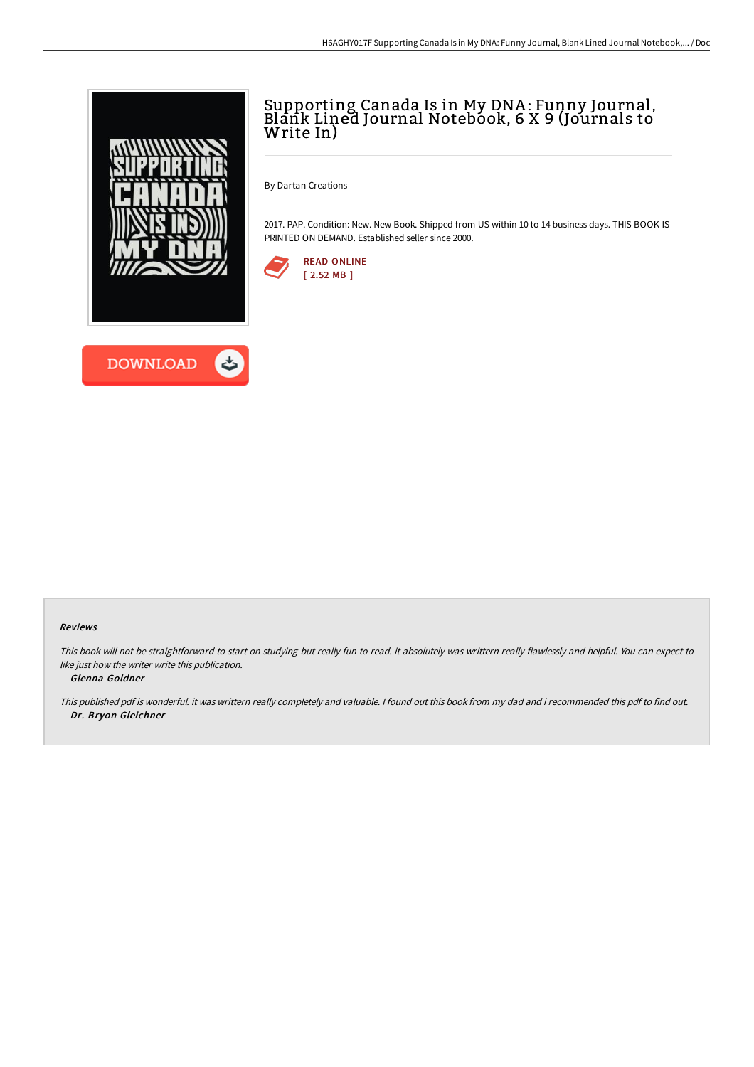# Supporting Canada Is in My DNA: Funny Journal, Blank Lined Journal Notebook, 6 X 9 (Journals to Write In)

By Dartan Creations

2017. PAP. Condition: New. New Book. Shipped from US within 10 to 14 business days. THIS BOOK IS PRINTED ON DEMAND. Established seller since 2000.

READ ONLINE
[ 2.52 MB ]

DOWNLOAD

### Reviews

*This book will not be straightforward to start on studying but really fun to read. it absolutely was writtern really flawlessly and helpful. You can expect to like just how the writer write this publication.*

*-- Glenna Goldner*

*This published pdf is wonderful. it was writtern really completely and valuable. I found out this book from my dad and i recommended this pdf to find out.*

*-- Dr. Bryon Gleichner*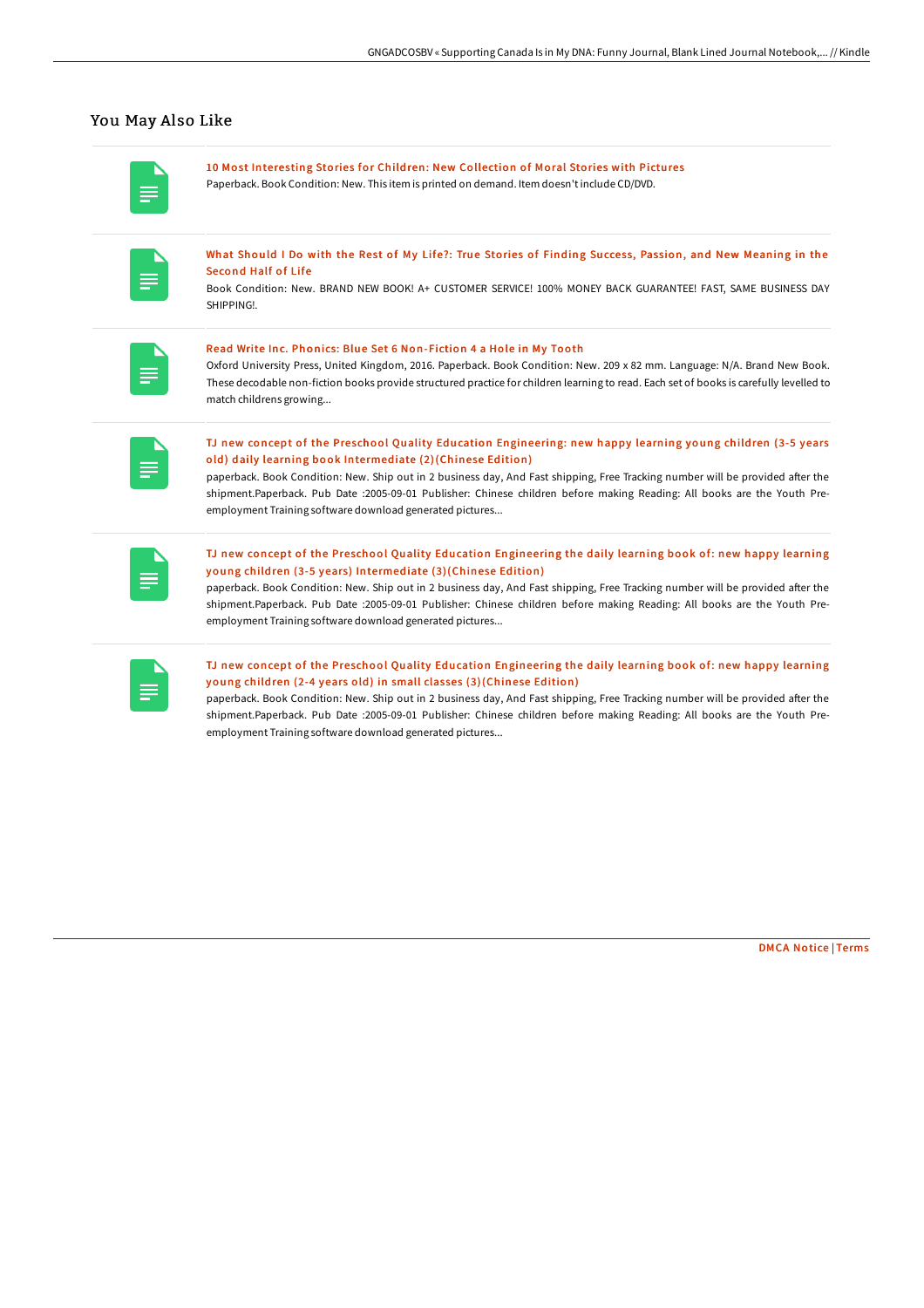## You May Also Like

10 Most Interesting Stories for Children: New Collection of Moral Stories with Pictures

Paperback. Book Condition: New. This item is printed on demand. Item doesn't include CD/DVD.

What Should I Do with the Rest of My Life?: True Stories of Finding Success, Passion, and New Meaning in the Second Half of Life

Book Condition: New. BRAND NEW BOOK! A+ CUSTOMER SERVICE! 100% MONEY BACK GUARANTEE! FAST, SAME BUSINESS DAY SHIPPING!.

Read Write Inc. Phonics: Blue Set 6 Non-Fiction 4 a Hole in My Tooth

Oxford University Press, United Kingdom, 2016. Paperback. Book Condition: New. 209 x 82 mm. Language: N/A. Brand New Book. These decodable non-fiction books provide structured practice for children learning to read. Each set of books is carefully levelled to match childrens growing...

TJ new concept of the Preschool Quality Education Engineering: new happy learning young children (3-5 years old) daily learning book Intermediate (2)(Chinese Edition)

paperback. Book Condition: New. Ship out in 2 business day, And Fast shipping, Free Tracking number will be provided after the shipment.Paperback. Pub Date :2005-09-01 Publisher: Chinese children before making Reading: All books are the Youth Pre-employment Training software download generated pictures...

TJ new concept of the Preschool Quality Education Engineering the daily learning book of: new happy learning young children (3-5 years) Intermediate (3)(Chinese Edition)

paperback. Book Condition: New. Ship out in 2 business day, And Fast shipping, Free Tracking number will be provided after the shipment.Paperback. Pub Date :2005-09-01 Publisher: Chinese children before making Reading: All books are the Youth Pre-employment Training software download generated pictures...

TJ new concept of the Preschool Quality Education Engineering the daily learning book of: new happy learning young children (2-4 years old) in small classes (3)(Chinese Edition)

paperback. Book Condition: New. Ship out in 2 business day, And Fast shipping, Free Tracking number will be provided after the shipment.Paperback. Pub Date :2005-09-01 Publisher: Chinese children before making Reading: All books are the Youth Pre-employment Training software download generated pictures...